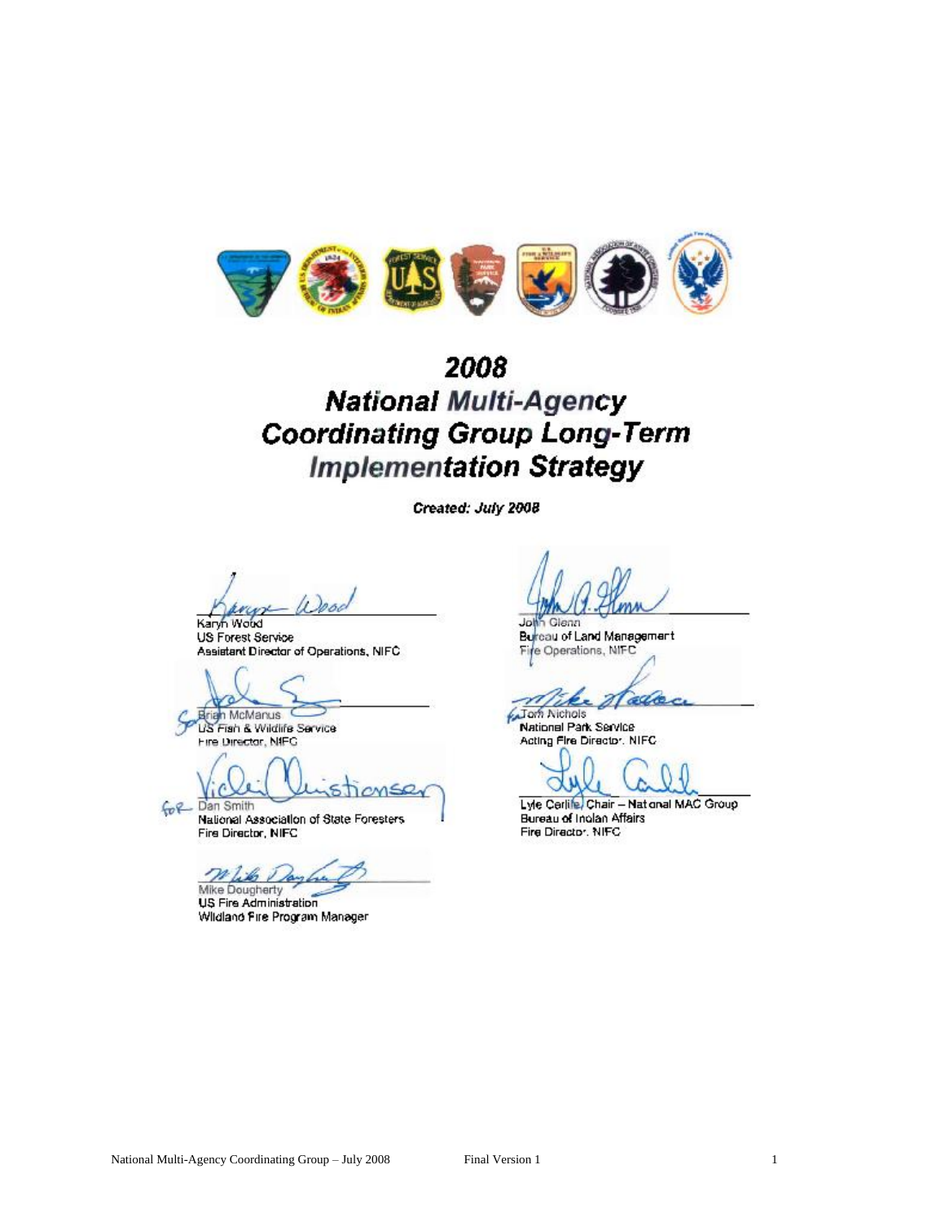# 2008 National Multi-Agency Coordinating Group Long-Term Implementation Strategy

***Created: July 2008***

Karyn Wood
US Forest Service
Assistant Director of Operations, NIFC

Brian McManus
US Fish & Wildlife Service
Fire Director, NIFC

for Dan Smith
National Association of State Foresters
Fire Director, NIFC

Mike Dougherty
US Fire Administration
Wildland Fire Program Manager

John Glenn
Bureau of Land Management
Fire Operations, NIFC

for Tom Nichols
National Park Service
Acting Fire Director, NIFC

Lyle Carlile, Chair – National MAC Group
Bureau of Indian Affairs
Fire Director, NIFC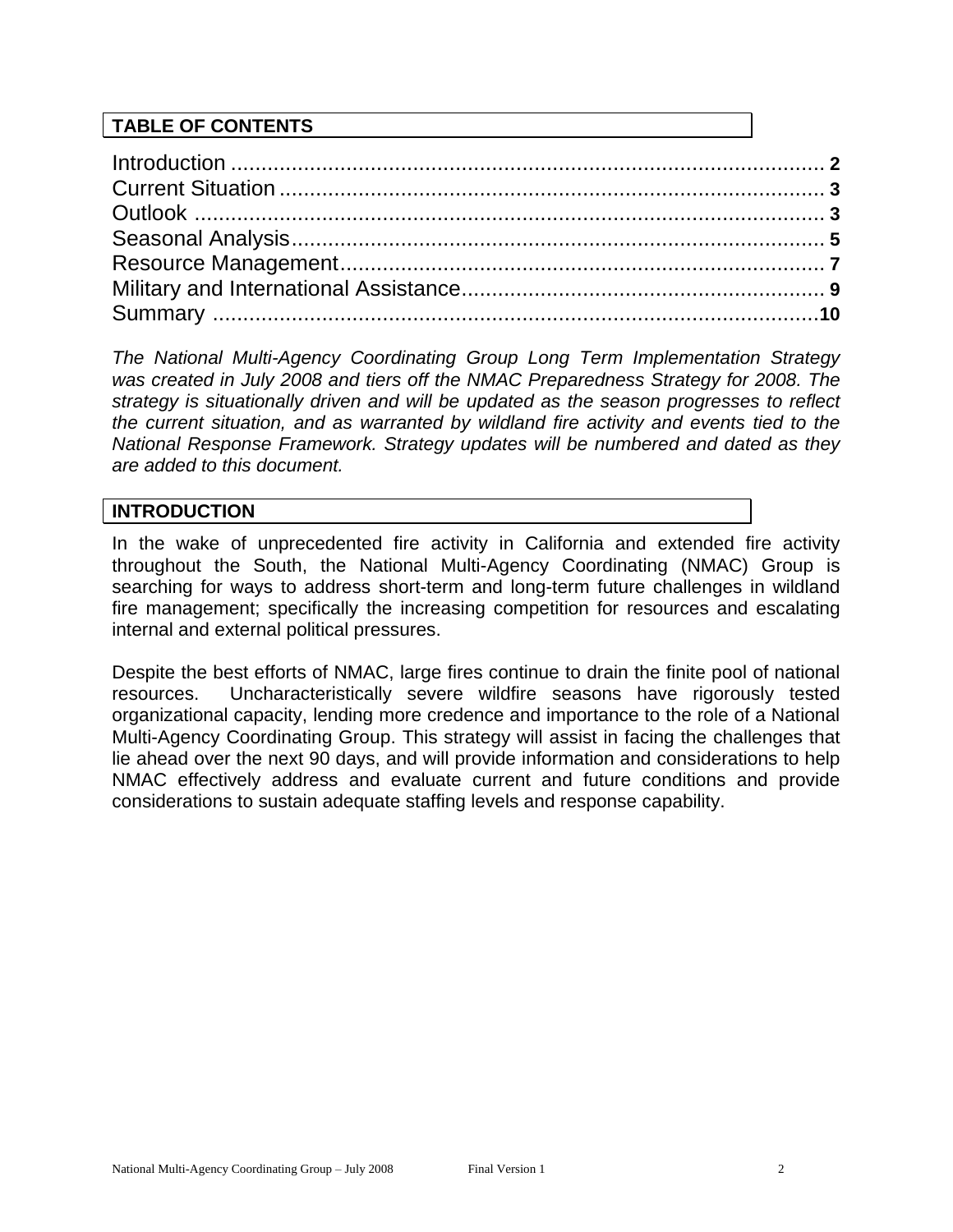## TABLE OF CONTENTS

| | |
|---|---|
| Introduction | **2** |
| Current Situation | **3** |
| Outlook | **3** |
| Seasonal Analysis | **5** |
| Resource Management | **7** |
| Military and International Assistance | **9** |
| Summary | **10** |

*The National Multi-Agency Coordinating Group Long Term Implementation Strategy was created in July 2008 and tiers off the NMAC Preparedness Strategy for 2008. The strategy is situationally driven and will be updated as the season progresses to reflect the current situation, and as warranted by wildland fire activity and events tied to the National Response Framework. Strategy updates will be numbered and dated as they are added to this document.*

## INTRODUCTION

In the wake of unprecedented fire activity in California and extended fire activity throughout the South, the National Multi-Agency Coordinating (NMAC) Group is searching for ways to address short-term and long-term future challenges in wildland fire management; specifically the increasing competition for resources and escalating internal and external political pressures.

Despite the best efforts of NMAC, large fires continue to drain the finite pool of national resources. Uncharacteristically severe wildfire seasons have rigorously tested organizational capacity, lending more credence and importance to the role of a National Multi-Agency Coordinating Group. This strategy will assist in facing the challenges that lie ahead over the next 90 days, and will provide information and considerations to help NMAC effectively address and evaluate current and future conditions and provide considerations to sustain adequate staffing levels and response capability.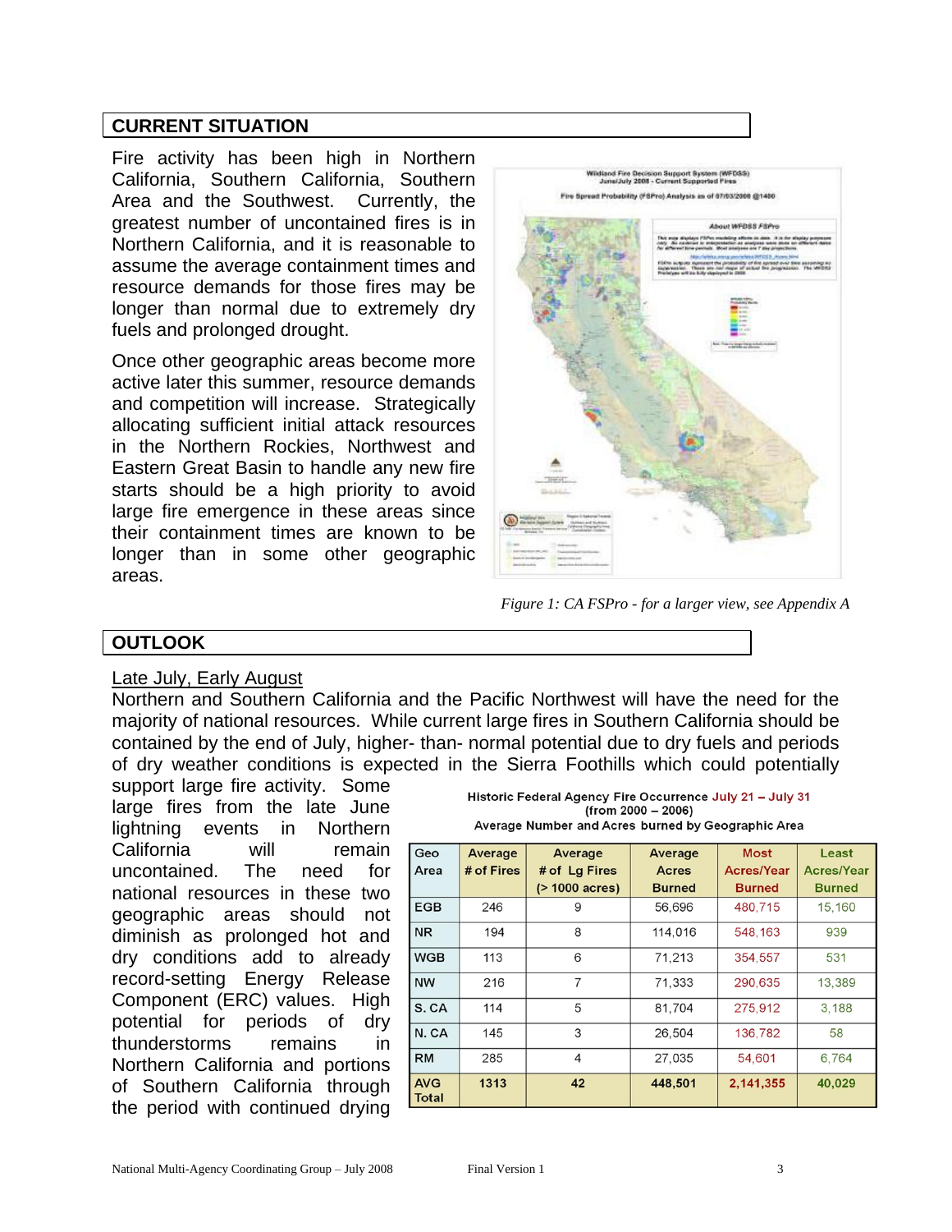## CURRENT SITUATION

Fire activity has been high in Northern California, Southern California, Southern Area and the Southwest. Currently, the greatest number of uncontained fires is in Northern California, and it is reasonable to assume the average containment times and resource demands for those fires may be longer than normal due to extremely dry fuels and prolonged drought.

Once other geographic areas become more active later this summer, resource demands and competition will increase. Strategically allocating sufficient initial attack resources in the Northern Rockies, Northwest and Eastern Great Basin to handle any new fire starts should be a high priority to avoid large fire emergence in these areas since their containment times are known to be longer than in some other geographic areas.

*Figure 1: CA FSPro - for a larger view, see Appendix A*

## OUTLOOK

Late July, Early August

Northern and Southern California and the Pacific Northwest will have the need for the majority of national resources. While current large fires in Southern California should be contained by the end of July, higher- than- normal potential due to dry fuels and periods of dry weather conditions is expected in the Sierra Foothills which could potentially support large fire activity. Some large fires from the late June lightning events in Northern California will remain uncontained. The need for national resources in these two geographic areas should not diminish as prolonged hot and dry conditions add to already record-setting Energy Release Component (ERC) values. High potential for periods of dry thunderstorms remains in Northern California and portions of Southern California through the period with continued drying

**Historic Federal Agency Fire Occurrence July 21 – July 31**
**(from 2000 – 2006)**
**Average Number and Acres burned by Geographic Area**

| Geo Area | Average # of Fires | Average # of Lg Fires (> 1000 acres) | Average Acres Burned | Most Acres/Year Burned | Least Acres/Year Burned |
|---|---|---|---|---|---|
| EGB | 246 | 9 | 56,696 | 480,715 | 15,160 |
| NR | 194 | 8 | 114,016 | 548,163 | 939 |
| WGB | 113 | 6 | 71,213 | 354,557 | 531 |
| NW | 216 | 7 | 71,333 | 290,635 | 13,389 |
| S. CA | 114 | 5 | 81,704 | 275,912 | 3,188 |
| N. CA | 145 | 3 | 26,504 | 136,782 | 58 |
| RM | 285 | 4 | 27,035 | 54,601 | 6,764 |
| **AVG Total** | **1313** | **42** | **448,501** | **2,141,355** | **40,029** |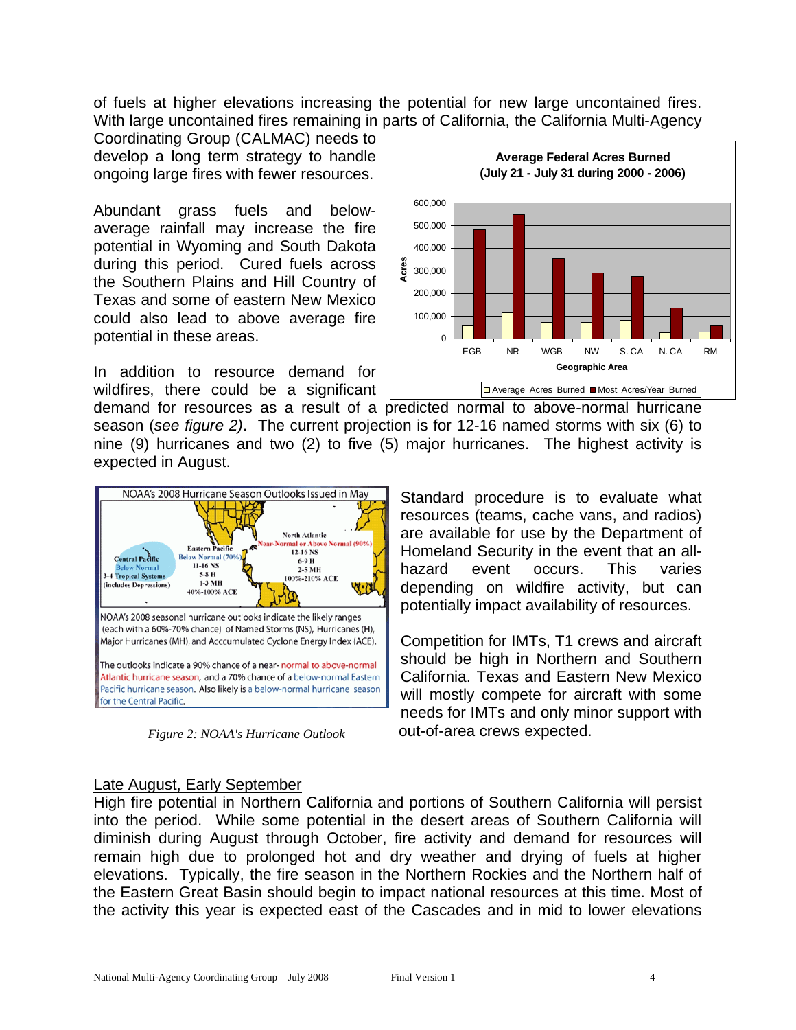of fuels at higher elevations increasing the potential for new large uncontained fires. With large uncontained fires remaining in parts of California, the California Multi-Agency Coordinating Group (CALMAC) needs to develop a long term strategy to handle ongoing large fires with fewer resources.

Abundant grass fuels and below-average rainfall may increase the fire potential in Wyoming and South Dakota during this period. Cured fuels across the Southern Plains and Hill Country of Texas and some of eastern New Mexico could also lead to above average fire potential in these areas.

In addition to resource demand for wildfires, there could be a significant demand for resources as a result of a predicted normal to above-normal hurricane season (*see figure 2)*. The current projection is for 12-16 named storms with six (6) to nine (9) hurricanes and two (2) to five (5) major hurricanes. The highest activity is expected in August.

Figure 2: NOAA's Hurricane Outlook

Standard procedure is to evaluate what resources (teams, cache vans, and radios) are available for use by the Department of Homeland Security in the event that an all-hazard event occurs. This varies depending on wildfire activity, but can potentially impact availability of resources.

Competition for IMTs, T1 crews and aircraft should be high in Northern and Southern California. Texas and Eastern New Mexico will mostly compete for aircraft with some needs for IMTs and only minor support with out-of-area crews expected.

Late August, Early September

High fire potential in Northern California and portions of Southern California will persist into the period. While some potential in the desert areas of Southern California will diminish during August through October, fire activity and demand for resources will remain high due to prolonged hot and dry weather and drying of fuels at higher elevations. Typically, the fire season in the Northern Rockies and the Northern half of the Eastern Great Basin should begin to impact national resources at this time. Most of the activity this year is expected east of the Cascades and in mid to lower elevations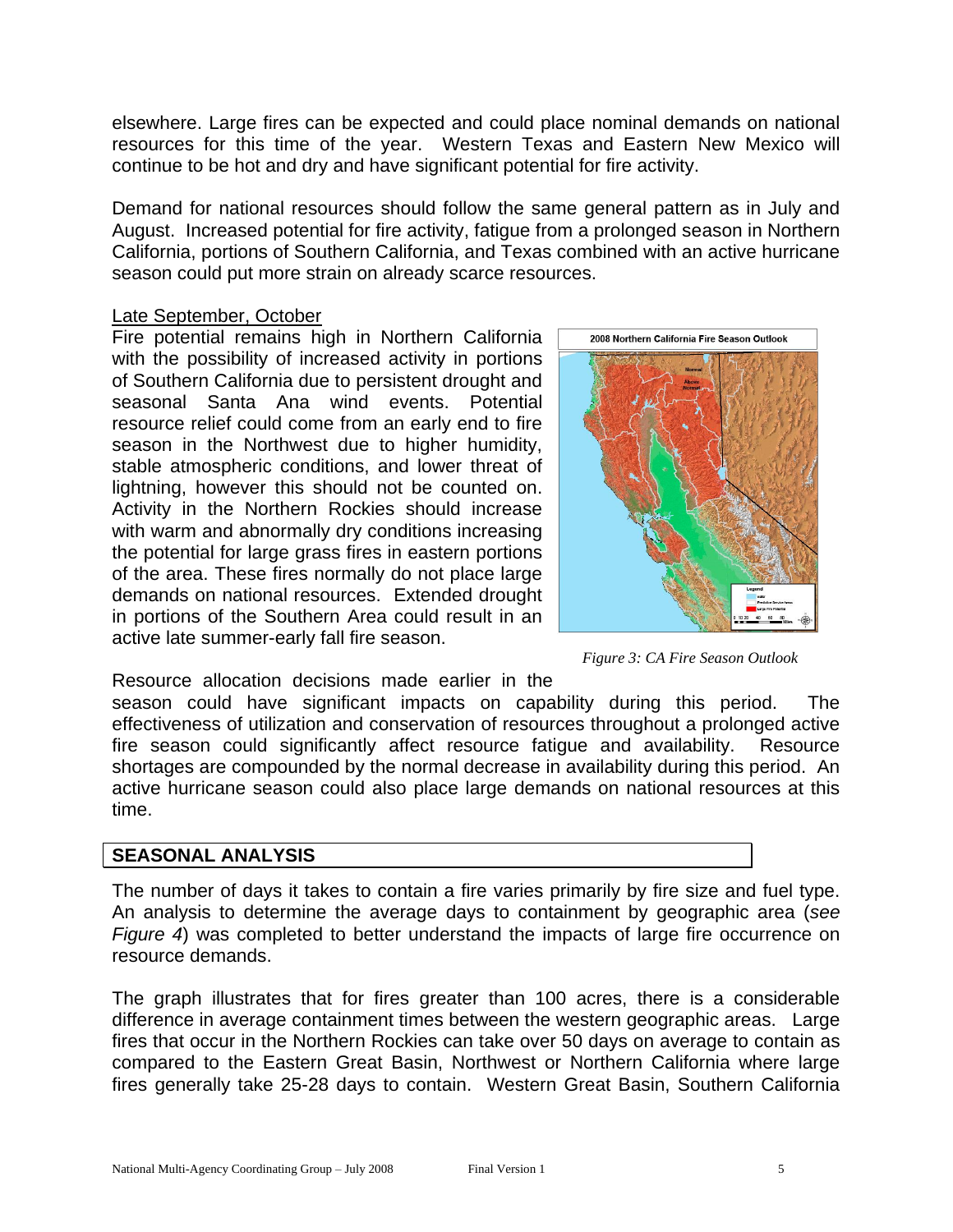elsewhere. Large fires can be expected and could place nominal demands on national resources for this time of the year. Western Texas and Eastern New Mexico will continue to be hot and dry and have significant potential for fire activity.

Demand for national resources should follow the same general pattern as in July and August. Increased potential for fire activity, fatigue from a prolonged season in Northern California, portions of Southern California, and Texas combined with an active hurricane season could put more strain on already scarce resources.

Late September, October

Fire potential remains high in Northern California with the possibility of increased activity in portions of Southern California due to persistent drought and seasonal Santa Ana wind events. Potential resource relief could come from an early end to fire season in the Northwest due to higher humidity, stable atmospheric conditions, and lower threat of lightning, however this should not be counted on. Activity in the Northern Rockies should increase with warm and abnormally dry conditions increasing the potential for large grass fires in eastern portions of the area. These fires normally do not place large demands on national resources. Extended drought in portions of the Southern Area could result in an active late summer-early fall fire season.

*Figure 3: CA Fire Season Outlook*

Resource allocation decisions made earlier in the season could have significant impacts on capability during this period. The effectiveness of utilization and conservation of resources throughout a prolonged active fire season could significantly affect resource fatigue and availability. Resource shortages are compounded by the normal decrease in availability during this period. An active hurricane season could also place large demands on national resources at this time.

## SEASONAL ANALYSIS

The number of days it takes to contain a fire varies primarily by fire size and fuel type. An analysis to determine the average days to containment by geographic area (*see Figure 4*) was completed to better understand the impacts of large fire occurrence on resource demands.

The graph illustrates that for fires greater than 100 acres, there is a considerable difference in average containment times between the western geographic areas. Large fires that occur in the Northern Rockies can take over 50 days on average to contain as compared to the Eastern Great Basin, Northwest or Northern California where large fires generally take 25-28 days to contain. Western Great Basin, Southern California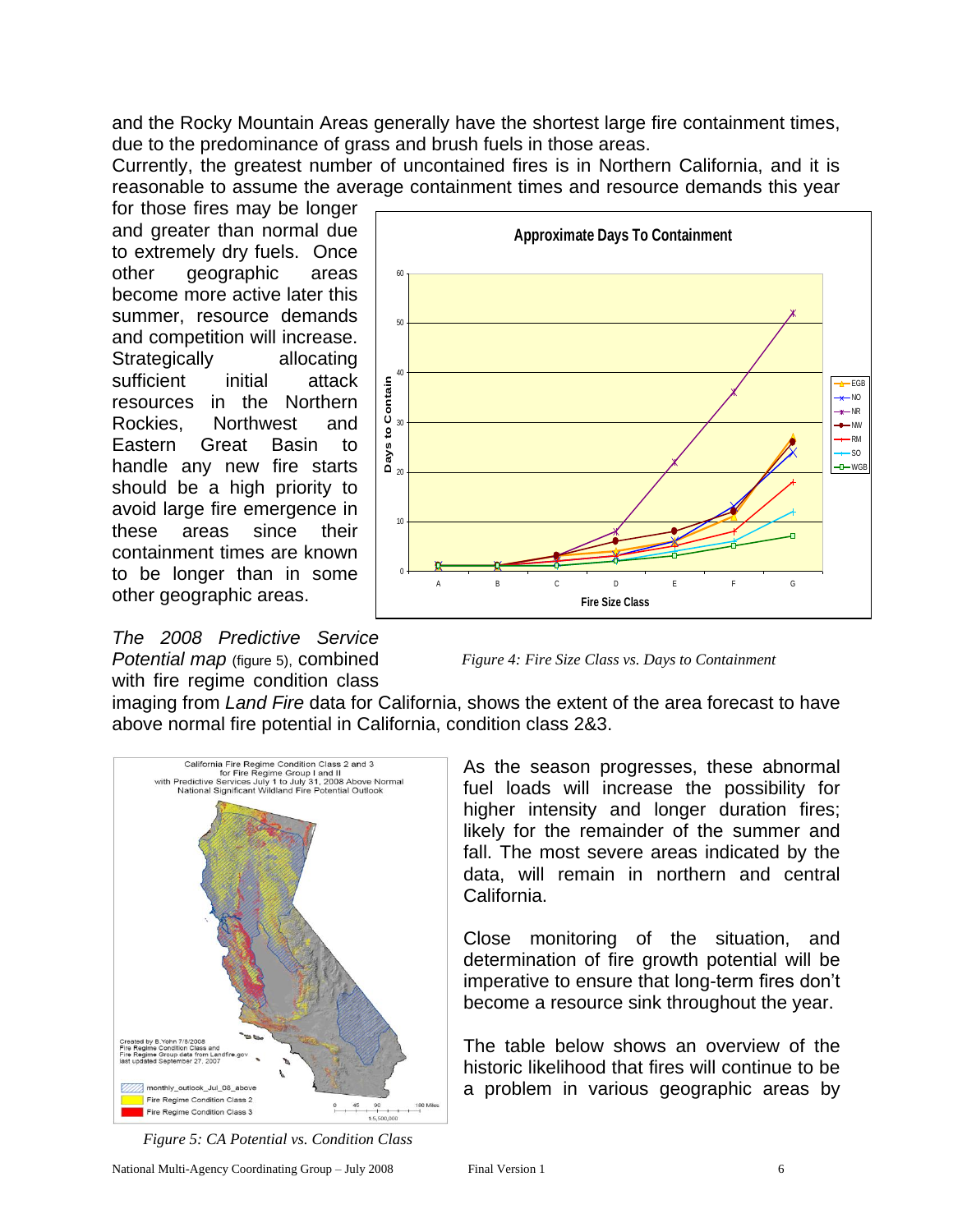and the Rocky Mountain Areas generally have the shortest large fire containment times, due to the predominance of grass and brush fuels in those areas.

Currently, the greatest number of uncontained fires is in Northern California, and it is reasonable to assume the average containment times and resource demands this year for those fires may be longer and greater than normal due to extremely dry fuels. Once other geographic areas become more active later this summer, resource demands and competition will increase. Strategically allocating sufficient initial attack resources in the Northern Rockies, Northwest and Eastern Great Basin to handle any new fire starts should be a high priority to avoid large fire emergence in these areas since their containment times are known to be longer than in some other geographic areas.

*Figure 4: Fire Size Class vs. Days to Containment*

*The 2008 Predictive Service Potential map* (figure 5), combined with fire regime condition class imaging from *Land Fire* data for California, shows the extent of the area forecast to have above normal fire potential in California, condition class 2&3.

*Figure 5: CA Potential vs. Condition Class*

As the season progresses, these abnormal fuel loads will increase the possibility for higher intensity and longer duration fires; likely for the remainder of the summer and fall. The most severe areas indicated by the data, will remain in northern and central California.

Close monitoring of the situation, and determination of fire growth potential will be imperative to ensure that long-term fires don't become a resource sink throughout the year.

The table below shows an overview of the historic likelihood that fires will continue to be a problem in various geographic areas by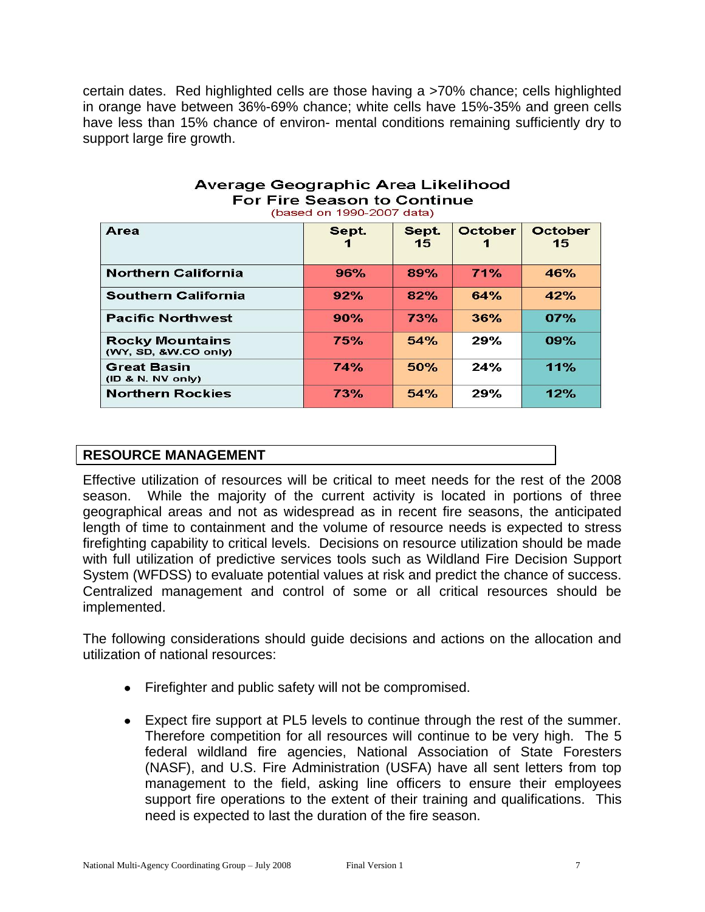certain dates. Red highlighted cells are those having a >70% chance; cells highlighted in orange have between 36%-69% chance; white cells have 15%-35% and green cells have less than 15% chance of environ- mental conditions remaining sufficiently dry to support large fire growth.

**Average Geographic Area Likelihood For Fire Season to Continue**
(based on 1990-2007 data)

| Area | Sept. 1 | Sept. 15 | October 1 | October 15 |
|---|---|---|---|---|
| **Northern California** | 96% | 89% | 71% | 46% |
| **Southern California** | 92% | 82% | 64% | 42% |
| **Pacific Northwest** | 90% | 73% | 36% | 07% |
| **Rocky Mountains** (WY, SD, &W.CO only) | 75% | 54% | 29% | 09% |
| **Great Basin** (ID & N. NV only) | 74% | 50% | 24% | 11% |
| **Northern Rockies** | 73% | 54% | 29% | 12% |

## RESOURCE MANAGEMENT

Effective utilization of resources will be critical to meet needs for the rest of the 2008 season. While the majority of the current activity is located in portions of three geographical areas and not as widespread as in recent fire seasons, the anticipated length of time to containment and the volume of resource needs is expected to stress firefighting capability to critical levels. Decisions on resource utilization should be made with full utilization of predictive services tools such as Wildland Fire Decision Support System (WFDSS) to evaluate potential values at risk and predict the chance of success. Centralized management and control of some or all critical resources should be implemented.

The following considerations should guide decisions and actions on the allocation and utilization of national resources:

- Firefighter and public safety will not be compromised.
- Expect fire support at PL5 levels to continue through the rest of the summer. Therefore competition for all resources will continue to be very high. The 5 federal wildland fire agencies, National Association of State Foresters (NASF), and U.S. Fire Administration (USFA) have all sent letters from top management to the field, asking line officers to ensure their employees support fire operations to the extent of their training and qualifications. This need is expected to last the duration of the fire season.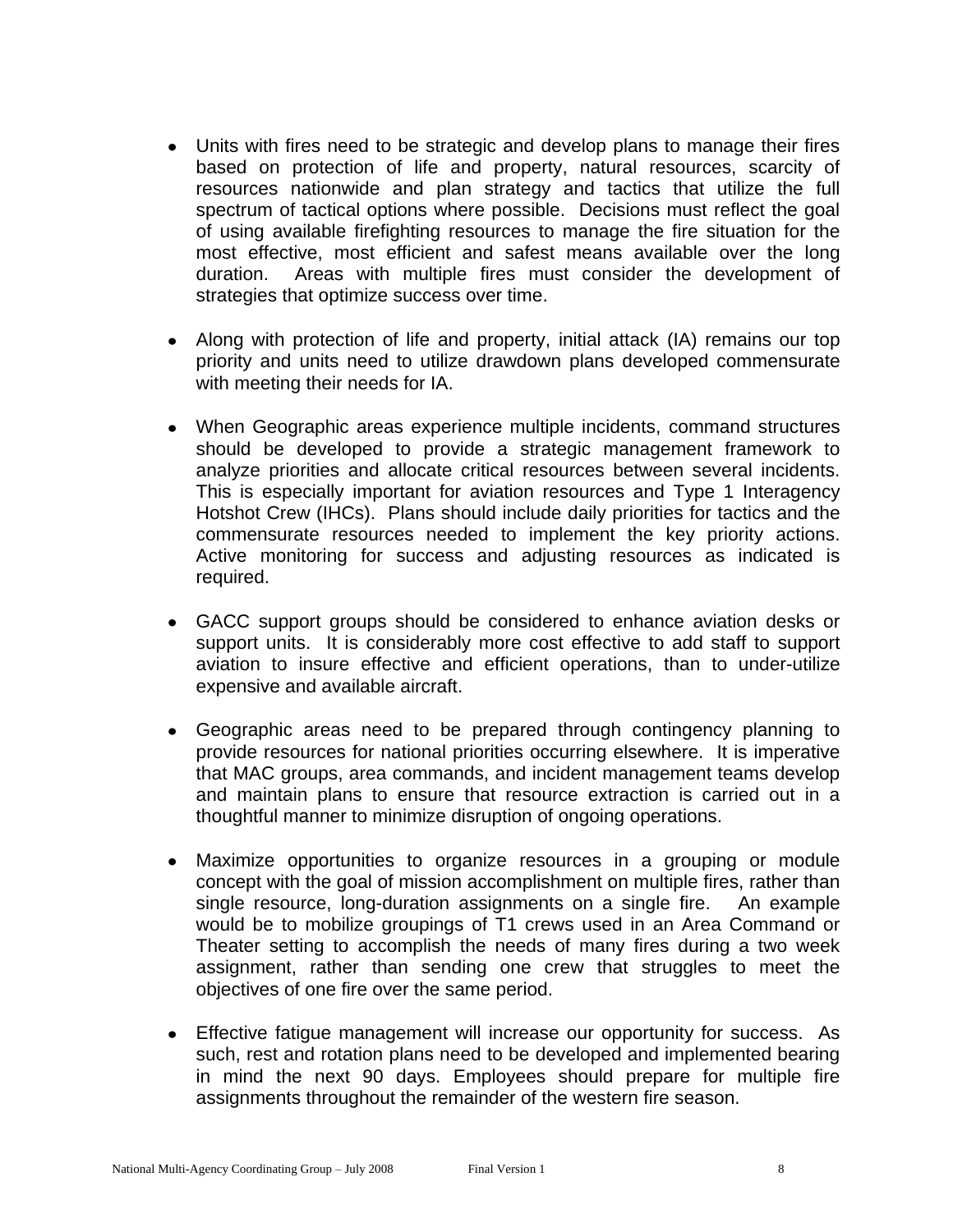- Units with fires need to be strategic and develop plans to manage their fires based on protection of life and property, natural resources, scarcity of resources nationwide and plan strategy and tactics that utilize the full spectrum of tactical options where possible. Decisions must reflect the goal of using available firefighting resources to manage the fire situation for the most effective, most efficient and safest means available over the long duration. Areas with multiple fires must consider the development of strategies that optimize success over time.

- Along with protection of life and property, initial attack (IA) remains our top priority and units need to utilize drawdown plans developed commensurate with meeting their needs for IA.

- When Geographic areas experience multiple incidents, command structures should be developed to provide a strategic management framework to analyze priorities and allocate critical resources between several incidents. This is especially important for aviation resources and Type 1 Interagency Hotshot Crew (IHCs). Plans should include daily priorities for tactics and the commensurate resources needed to implement the key priority actions. Active monitoring for success and adjusting resources as indicated is required.

- GACC support groups should be considered to enhance aviation desks or support units. It is considerably more cost effective to add staff to support aviation to insure effective and efficient operations, than to under-utilize expensive and available aircraft.

- Geographic areas need to be prepared through contingency planning to provide resources for national priorities occurring elsewhere. It is imperative that MAC groups, area commands, and incident management teams develop and maintain plans to ensure that resource extraction is carried out in a thoughtful manner to minimize disruption of ongoing operations.

- Maximize opportunities to organize resources in a grouping or module concept with the goal of mission accomplishment on multiple fires, rather than single resource, long-duration assignments on a single fire. An example would be to mobilize groupings of T1 crews used in an Area Command or Theater setting to accomplish the needs of many fires during a two week assignment, rather than sending one crew that struggles to meet the objectives of one fire over the same period.

- Effective fatigue management will increase our opportunity for success. As such, rest and rotation plans need to be developed and implemented bearing in mind the next 90 days. Employees should prepare for multiple fire assignments throughout the remainder of the western fire season.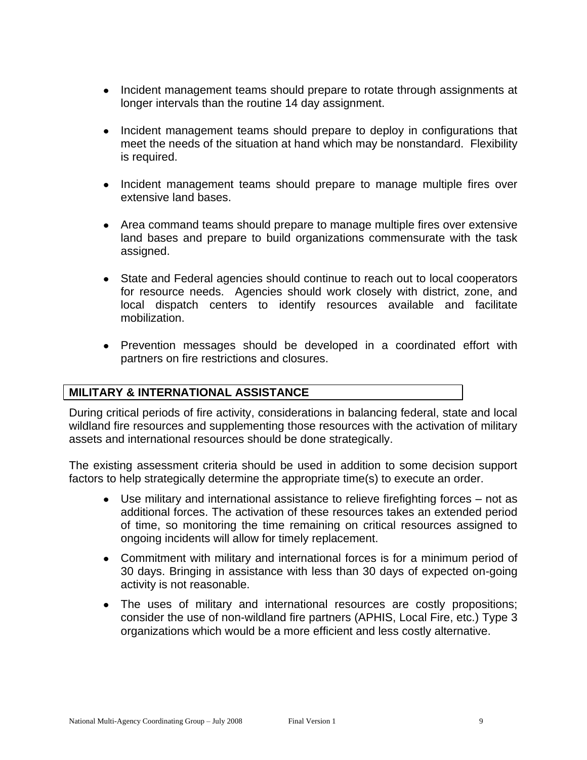- Incident management teams should prepare to rotate through assignments at longer intervals than the routine 14 day assignment.

- Incident management teams should prepare to deploy in configurations that meet the needs of the situation at hand which may be nonstandard. Flexibility is required.

- Incident management teams should prepare to manage multiple fires over extensive land bases.

- Area command teams should prepare to manage multiple fires over extensive land bases and prepare to build organizations commensurate with the task assigned.

- State and Federal agencies should continue to reach out to local cooperators for resource needs. Agencies should work closely with district, zone, and local dispatch centers to identify resources available and facilitate mobilization.

- Prevention messages should be developed in a coordinated effort with partners on fire restrictions and closures.

## MILITARY & INTERNATIONAL ASSISTANCE

During critical periods of fire activity, considerations in balancing federal, state and local wildland fire resources and supplementing those resources with the activation of military assets and international resources should be done strategically.

The existing assessment criteria should be used in addition to some decision support factors to help strategically determine the appropriate time(s) to execute an order.

- Use military and international assistance to relieve firefighting forces – not as additional forces. The activation of these resources takes an extended period of time, so monitoring the time remaining on critical resources assigned to ongoing incidents will allow for timely replacement.
- Commitment with military and international forces is for a minimum period of 30 days. Bringing in assistance with less than 30 days of expected on-going activity is not reasonable.
- The uses of military and international resources are costly propositions; consider the use of non-wildland fire partners (APHIS, Local Fire, etc.) Type 3 organizations which would be a more efficient and less costly alternative.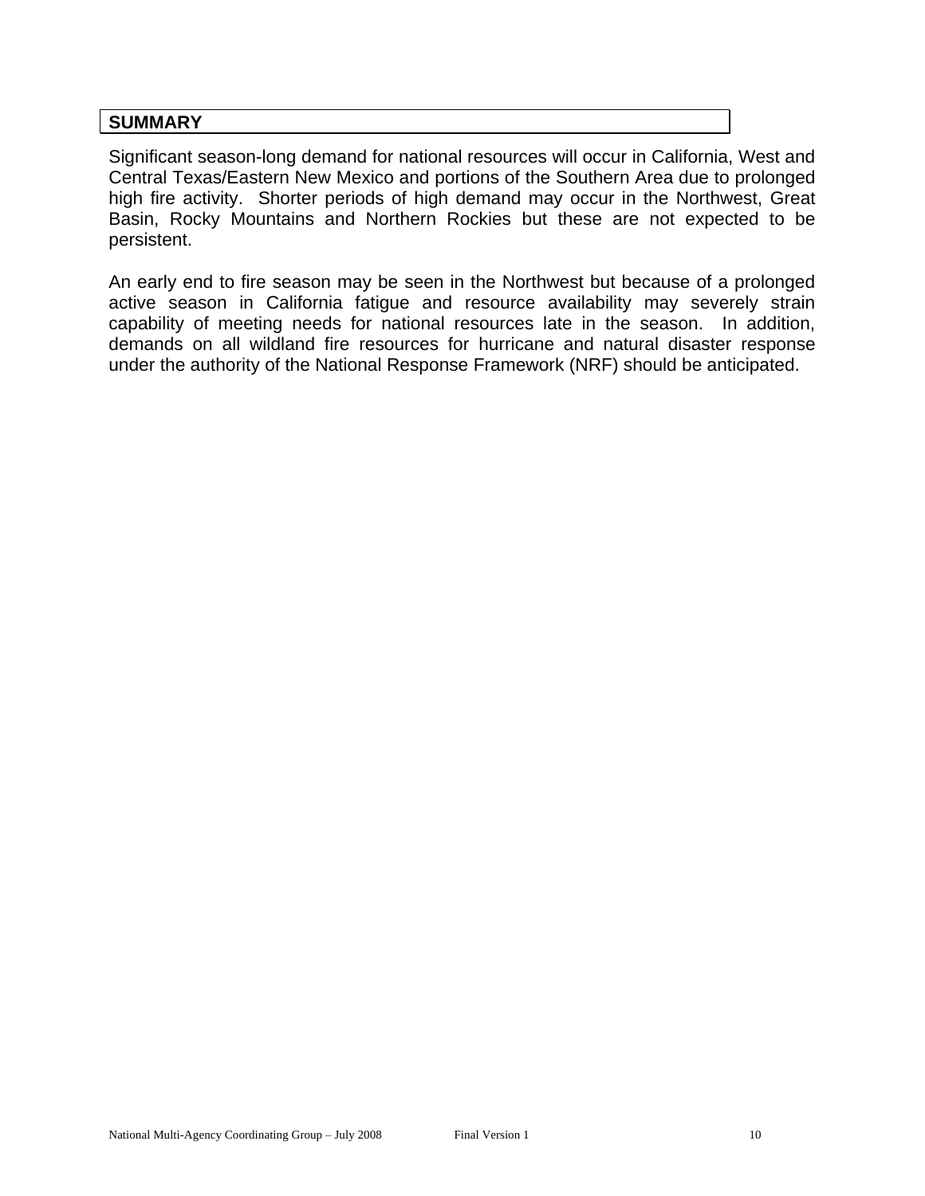## SUMMARY

Significant season-long demand for national resources will occur in California, West and Central Texas/Eastern New Mexico and portions of the Southern Area due to prolonged high fire activity. Shorter periods of high demand may occur in the Northwest, Great Basin, Rocky Mountains and Northern Rockies but these are not expected to be persistent.

An early end to fire season may be seen in the Northwest but because of a prolonged active season in California fatigue and resource availability may severely strain capability of meeting needs for national resources late in the season. In addition, demands on all wildland fire resources for hurricane and natural disaster response under the authority of the National Response Framework (NRF) should be anticipated.